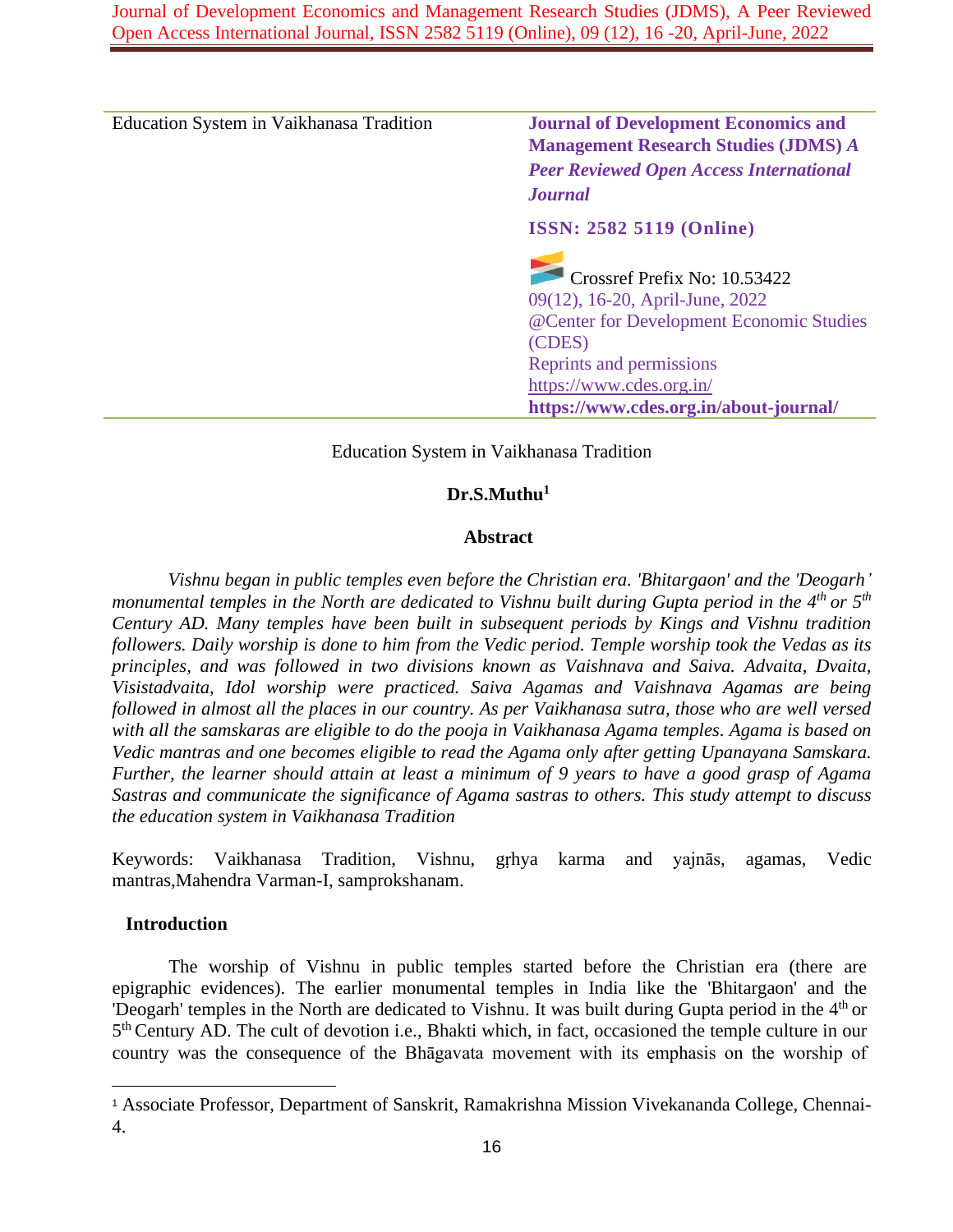Education System in Vaikhanasa Tradition

**Journal of Development Economics and Management Research Studies (JDMS)** ***A Peer Reviewed Open Access International Journal***

**ISSN: 2582 5119 (Online)**

Crossref Prefix No: 10.53422
09(12), 16-20, April-June, 2022
@Center for Development Economic Studies (CDES)
Reprints and permissions
https://www.cdes.org.in/
**https://www.cdes.org.in/about-journal/**

# Education System in Vaikhanasa Tradition

**Dr.S.Muthu[1]**

## Abstract

*Vishnu began in public temples even before the Christian era. 'Bhitargaon' and the 'Deogarh' monumental temples in the North are dedicated to Vishnu built during Gupta period in the 4$^{th}$ or 5$^{th}$ Century AD. Many temples have been built in subsequent periods by Kings and Vishnu tradition followers. Daily worship is done to him from the Vedic period. Temple worship took the Vedas as its principles, and was followed in two divisions known as Vaishnava and Saiva. Advaita, Dvaita, Visistadvaita, Idol worship were practiced. Saiva Agamas and Vaishnava Agamas are being followed in almost all the places in our country. As per Vaikhanasa sutra, those who are well versed with all the samskaras are eligible to do the pooja in Vaikhanasa Agama temples. Agama is based on Vedic mantras and one becomes eligible to read the Agama only after getting Upanayana Samskara. Further, the learner should attain at least a minimum of 9 years to have a good grasp of Agama Sastras and communicate the significance of Agama sastras to others. This study attempt to discuss the education system in Vaikhanasa Tradition*

Keywords: Vaikhanasa Tradition, Vishnu, gṛhya karma and yajnās, agamas, Vedic mantras,Mahendra Varman-I, samprokshanam.

## Introduction

The worship of Vishnu in public temples started before the Christian era (there are epigraphic evidences). The earlier monumental temples in India like the 'Bhitargaon' and the 'Deogarh' temples in the North are dedicated to Vishnu. It was built during Gupta period in the 4$^{th}$ or 5$^{th}$ Century AD. The cult of devotion i.e., Bhakti which, in fact, occasioned the temple culture in our country was the consequence of the Bhāgavata movement with its emphasis on the worship of

---

[1] Associate Professor, Department of Sanskrit, Ramakrishna Mission Vivekananda College, Chennai-4.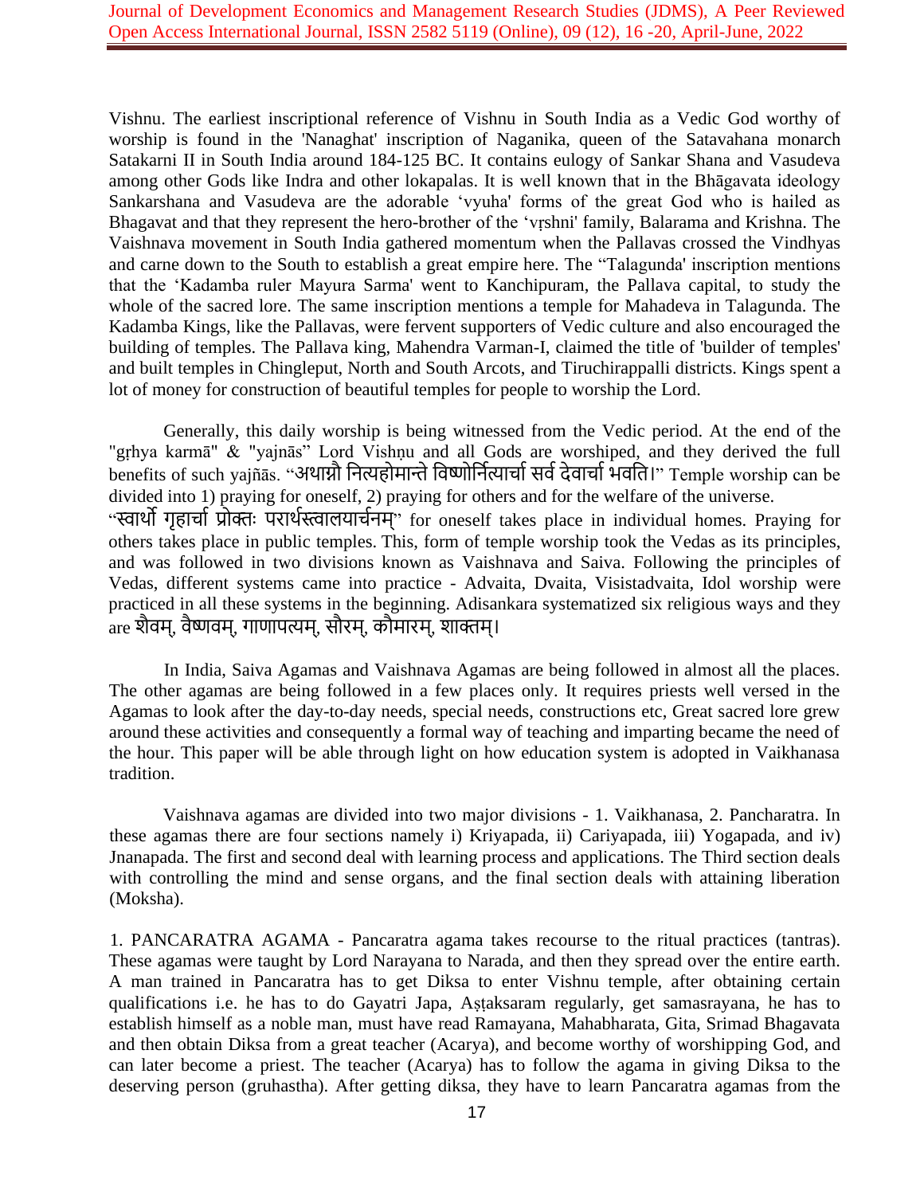Vishnu. The earliest inscriptional reference of Vishnu in South India as a Vedic God worthy of worship is found in the 'Nanaghat' inscription of Naganika, queen of the Satavahana monarch Satakarni II in South India around 184-125 BC. It contains eulogy of Sankar Shana and Vasudeva among other Gods like Indra and other lokapalas. It is well known that in the Bhāgavata ideology Sankarshana and Vasudeva are the adorable 'vyuha' forms of the great God who is hailed as Bhagavat and that they represent the hero-brother of the 'vṛshni' family, Balarama and Krishna. The Vaishnava movement in South India gathered momentum when the Pallavas crossed the Vindhyas and carne down to the South to establish a great empire here. The "Talagunda' inscription mentions that the 'Kadamba ruler Mayura Sarma' went to Kanchipuram, the Pallava capital, to study the whole of the sacred lore. The same inscription mentions a temple for Mahadeva in Talagunda. The Kadamba Kings, like the Pallavas, were fervent supporters of Vedic culture and also encouraged the building of temples. The Pallava king, Mahendra Varman-I, claimed the title of 'builder of temples' and built temples in Chingleput, North and South Arcots, and Tiruchirappalli districts. Kings spent a lot of money for construction of beautiful temples for people to worship the Lord.

Generally, this daily worship is being witnessed from the Vedic period. At the end of the "gṛhya karmā" & "yajnās" Lord Vishṇu and all Gods are worshiped, and they derived the full benefits of such yajñās. "अथाग्नौ नित्यहोमान्ते विष्णोर्नित्यार्चा सर्व देवार्चा भवति।" Temple worship can be divided into 1) praying for oneself, 2) praying for others and for the welfare of the universe. "स्वार्थो गृहार्चा प्रोक्तः परार्थस्त्वालयार्चनम्" for oneself takes place in individual homes. Praying for others takes place in public temples. This, form of temple worship took the Vedas as its principles, and was followed in two divisions known as Vaishnava and Saiva. Following the principles of Vedas, different systems came into practice - Advaita, Dvaita, Visistadvaita, Idol worship were practiced in all these systems in the beginning. Adisankara systematized six religious ways and they are शैवम्, वैष्णवम्, गाणापत्यम्, सौरम्, कौमारम्, शाक्तम्।

In India, Saiva Agamas and Vaishnava Agamas are being followed in almost all the places. The other agamas are being followed in a few places only. It requires priests well versed in the Agamas to look after the day-to-day needs, special needs, constructions etc, Great sacred lore grew around these activities and consequently a formal way of teaching and imparting became the need of the hour. This paper will be able through light on how education system is adopted in Vaikhanasa tradition.

Vaishnava agamas are divided into two major divisions - 1. Vaikhanasa, 2. Pancharatra. In these agamas there are four sections namely i) Kriyapada, ii) Cariyapada, iii) Yogapada, and iv) Jnanapada. The first and second deal with learning process and applications. The Third section deals with controlling the mind and sense organs, and the final section deals with attaining liberation (Moksha).

1. PANCARATRA AGAMA - Pancaratra agama takes recourse to the ritual practices (tantras). These agamas were taught by Lord Narayana to Narada, and then they spread over the entire earth. A man trained in Pancaratra has to get Diksa to enter Vishnu temple, after obtaining certain qualifications i.e. he has to do Gayatri Japa, Aṣṭaksaram regularly, get samasrayana, he has to establish himself as a noble man, must have read Ramayana, Mahabharata, Gita, Srimad Bhagavata and then obtain Diksa from a great teacher (Acarya), and become worthy of worshipping God, and can later become a priest. The teacher (Acarya) has to follow the agama in giving Diksa to the deserving person (gruhastha). After getting diksa, they have to learn Pancaratra agamas from the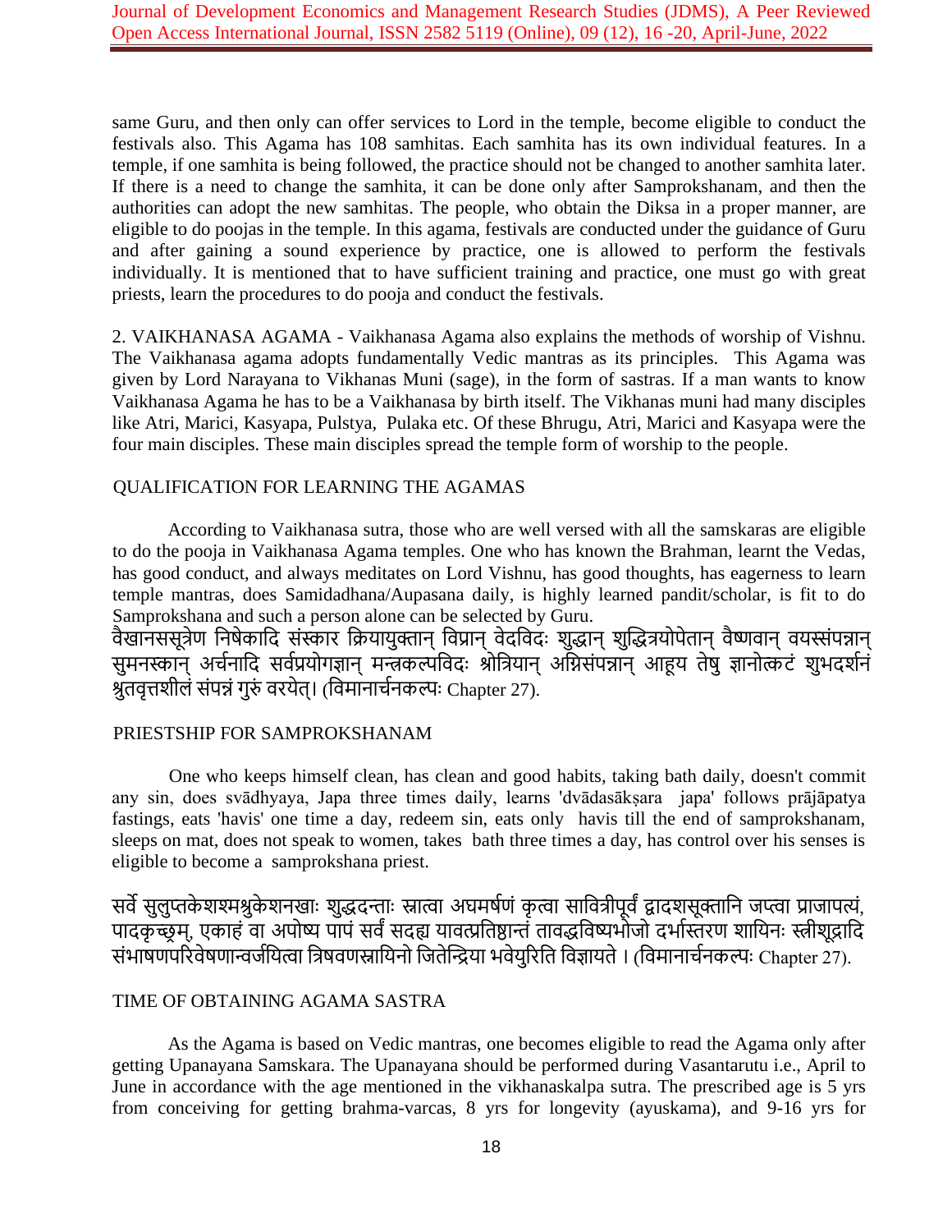same Guru, and then only can offer services to Lord in the temple, become eligible to conduct the festivals also. This Agama has 108 samhitas. Each samhita has its own individual features. In a temple, if one samhita is being followed, the practice should not be changed to another samhita later. If there is a need to change the samhita, it can be done only after Samprokshanam, and then the authorities can adopt the new samhitas. The people, who obtain the Diksa in a proper manner, are eligible to do poojas in the temple. In this agama, festivals are conducted under the guidance of Guru and after gaining a sound experience by practice, one is allowed to perform the festivals individually. It is mentioned that to have sufficient training and practice, one must go with great priests, learn the procedures to do pooja and conduct the festivals.

2. VAIKHANASA AGAMA - Vaikhanasa Agama also explains the methods of worship of Vishnu. The Vaikhanasa agama adopts fundamentally Vedic mantras as its principles. This Agama was given by Lord Narayana to Vikhanas Muni (sage), in the form of sastras. If a man wants to know Vaikhanasa Agama he has to be a Vaikhanasa by birth itself. The Vikhanas muni had many disciples like Atri, Marici, Kasyapa, Pulstya, Pulaka etc. Of these Bhrugu, Atri, Marici and Kasyapa were the four main disciples. These main disciples spread the temple form of worship to the people.

## QUALIFICATION FOR LEARNING THE AGAMAS

According to Vaikhanasa sutra, those who are well versed with all the samskaras are eligible to do the pooja in Vaikhanasa Agama temples. One who has known the Brahman, learnt the Vedas, has good conduct, and always meditates on Lord Vishnu, has good thoughts, has eagerness to learn temple mantras, does Samidadhana/Aupasana daily, is highly learned pandit/scholar, is fit to do Samprokshana and such a person alone can be selected by Guru.

वैखानससूत्रेण निषेकादि संस्कार क्रियायुक्तान् विप्रान् वेदविदः शुद्धान् शुद्धित्रयोपेतान् वैष्णवान् वयस्संपन्नान् सुमनस्कान् अर्चनादि सर्वप्रयोगज्ञान् मन्त्रकल्पविदः श्रोत्रियान् अग्निसंपन्नान् आहूय तेषु ज्ञानोत्कटं शुभदर्शनं श्रुतवृत्तशीलं संपन्नं गुरुं वरयेत्। (विमानार्चनकल्पः Chapter 27).

## PRIESTSHIP FOR SAMPROKSHANAM

One who keeps himself clean, has clean and good habits, taking bath daily, doesn't commit any sin, does svādhyaya, Japa three times daily, learns 'dvādasākṣara japa' follows prājāpatya fastings, eats 'havis' one time a day, redeem sin, eats only havis till the end of samprokshanam, sleeps on mat, does not speak to women, takes bath three times a day, has control over his senses is eligible to become a samprokshana priest.

सर्वे सुलुप्तकेशश्मश्रुकेशनखाः शुद्धदन्ताः स्नात्वा अघमर्षणं कृत्वा सावित्रीपूर्वं द्वादशसूक्तानि जप्त्वा प्राजापत्यं, पादकृच्छ्रम्, एकाहं वा अपोष्य पापं सर्वं सदह्य यावत्प्रतिष्ठान्तं तावद्धविष्यभोजो दर्भास्तरण शायिनः स्त्रीशूद्रादि संभाषणपरिवेषणान्वर्जयित्वा त्रिषवणस्नायिनो जितेन्द्रिया भवेयुरिति विज्ञायते। (विमानार्चनकल्पः Chapter 27).

## TIME OF OBTAINING AGAMA SASTRA

As the Agama is based on Vedic mantras, one becomes eligible to read the Agama only after getting Upanayana Samskara. The Upanayana should be performed during Vasantarutu i.e., April to June in accordance with the age mentioned in the vikhanaskalpa sutra. The prescribed age is 5 yrs from conceiving for getting brahma-varcas, 8 yrs for longevity (ayuskama), and 9-16 yrs for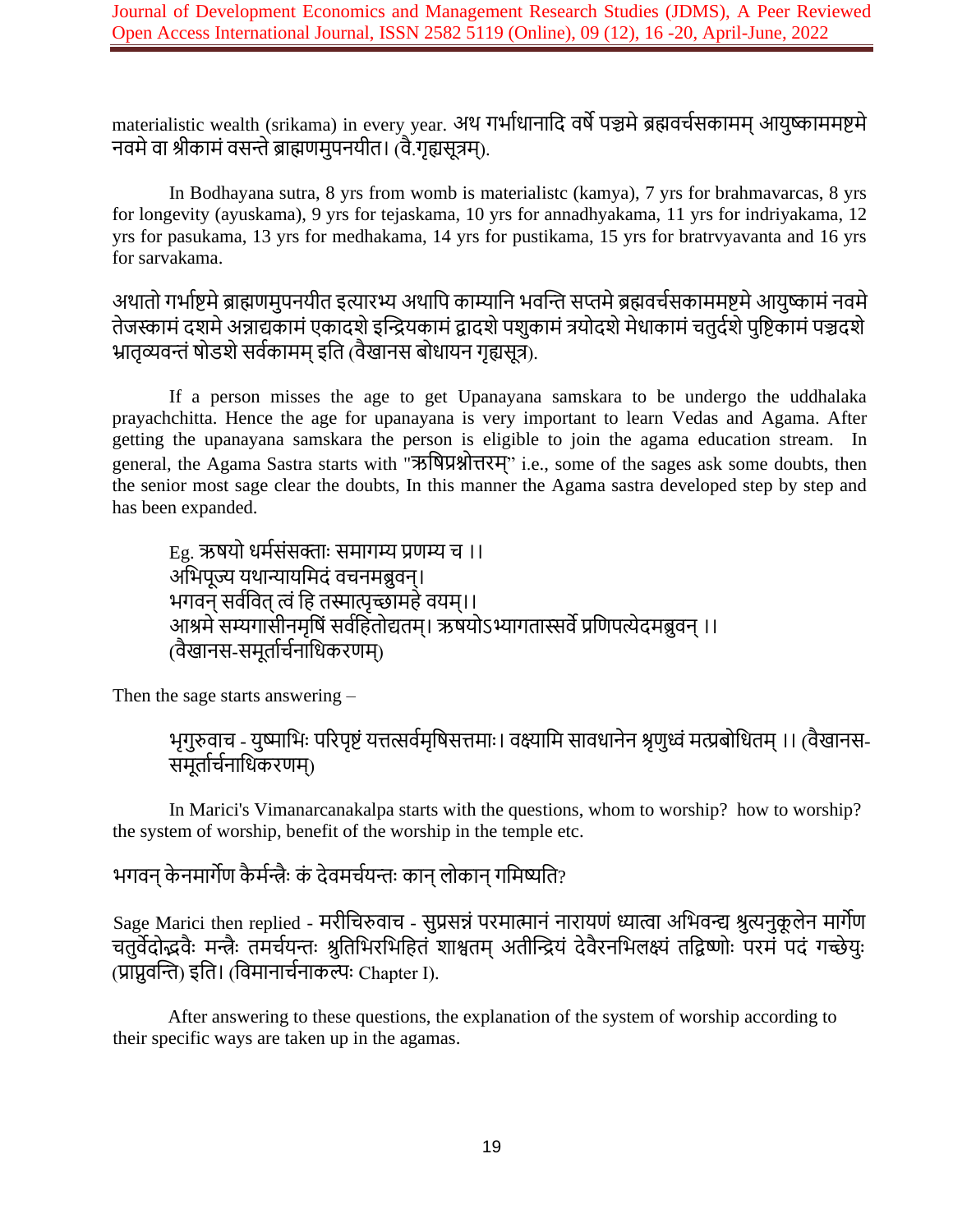materialistic wealth (srikama) in every year. अथ गर्भाधानादि वर्षे पञ्चमे ब्रह्मवर्चसकामम् आयुष्काममष्टमे नवमे वा श्रीकामं वसन्ते ब्राह्मणमुपनयीत। (वै.गृह्यसूत्रम्).

In Bodhayana sutra, 8 yrs from womb is materialistc (kamya), 7 yrs for brahmavarcas, 8 yrs for longevity (ayuskama), 9 yrs for tejaskama, 10 yrs for annadhyakama, 11 yrs for indriyakama, 12 yrs for pasukama, 13 yrs for medhakama, 14 yrs for pustikama, 15 yrs for bratrvyavanta and 16 yrs for sarvakama.

अथातो गर्भाष्टमे ब्राह्मणमुपनयीत इत्यारभ्य अथापि काम्यानि भवन्ति सप्तमे ब्रह्मवर्चसकाममष्टमे आयुष्कामं नवमे तेजस्कामं दशमे अन्नाद्यकामं एकादशे इन्द्रियकामं द्वादशे पशुकामं त्रयोदशे मेधाकामं चतुर्दशे पुष्टिकामं पञ्चदशे भ्रातृव्यवन्तं षोडशे सर्वकामम् इति (वैखानस बोधायन गृह्यसूत्र).

If a person misses the age to get Upanayana samskara to be undergo the uddhalaka prayachchitta. Hence the age for upanayana is very important to learn Vedas and Agama. After getting the upanayana samskara the person is eligible to join the agama education stream. In general, the Agama Sastra starts with "ऋषिप्रश्नोत्तरम्" i.e., some of the sages ask some doubts, then the senior most sage clear the doubts, In this manner the Agama sastra developed step by step and has been expanded.

> Eg. ऋषयो धर्मसंसक्ताः समागम्य प्रणम्य च ।।
> अभिपूज्य यथान्यायमिदं वचनमब्रुवन्।
> भगवन् सर्ववित् त्वं हि तस्मात्पृच्छामहे वयम्।।
> आश्रमे सम्यगासीनमृषिं सर्वहितोद्यतम्। ऋषयोऽभ्यागतास्सर्वे प्रणिपत्येदमब्रुवन् ।।
> (वैखानस-समूर्तार्चनाधिकरणम्)

Then the sage starts answering –

> भृगुरुवाच - युष्माभिः परिपृष्टं यत्तत्सर्वमृषिसत्तमाः। वक्ष्यामि सावधानेन श्रृणुध्वं मत्प्रबोधितम् ।। (वैखानस-समूर्तार्चनाधिकरणम्)

In Marici's Vimanarcanakalpa starts with the questions, whom to worship? how to worship? the system of worship, benefit of the worship in the temple etc.

भगवन् केनमार्गेण कैर्मन्त्रैः कं देवमर्चयन्तः कान् लोकान् गमिष्यति?

Sage Marici then replied - मरीचिरुवाच - सुप्रसन्नं परमात्मानं नारायणं ध्यात्वा अभिवन्द्य श्रुत्यनुकूलेन मार्गेण चतुर्वेदोद्भवैः मन्त्रैः तमर्चयन्तः श्रुतिभिरभिहितं शाश्वतम् अतीन्द्रियं देवैरनभिलक्ष्यं तद्विष्णोः परमं पदं गच्छेयुः (प्राप्नुवन्ति) इति। (विमानार्चनाकल्पः Chapter I).

After answering to these questions, the explanation of the system of worship according to their specific ways are taken up in the agamas.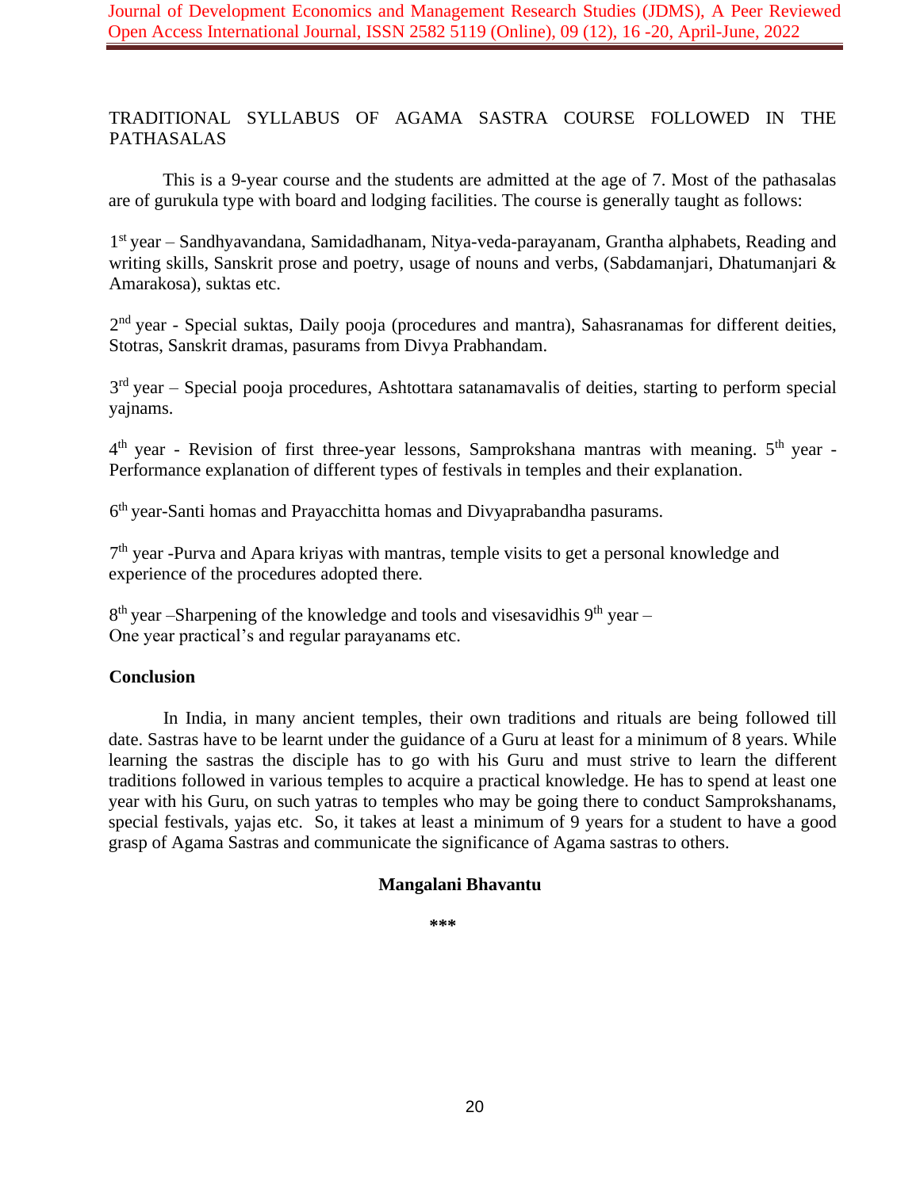## TRADITIONAL SYLLABUS OF AGAMA SASTRA COURSE FOLLOWED IN THE PATHASALAS

This is a 9-year course and the students are admitted at the age of 7. Most of the pathasalas are of gurukula type with board and lodging facilities. The course is generally taught as follows:

1st year – Sandhyavandana, Samidadhanam, Nitya-veda-parayanam, Grantha alphabets, Reading and writing skills, Sanskrit prose and poetry, usage of nouns and verbs, (Sabdamanjari, Dhatumanjari & Amarakosa), suktas etc.

2nd year - Special suktas, Daily pooja (procedures and mantra), Sahasranamas for different deities, Stotras, Sanskrit dramas, pasurams from Divya Prabhandam.

3rd year – Special pooja procedures, Ashtottara satanamavalis of deities, starting to perform special yajnams.

4th year - Revision of first three-year lessons, Samprokshana mantras with meaning. 5th year - Performance explanation of different types of festivals in temples and their explanation.

6th year-Santi homas and Prayacchitta homas and Divyaprabandha pasurams.

7th year -Purva and Apara kriyas with mantras, temple visits to get a personal knowledge and experience of the procedures adopted there.

8th year –Sharpening of the knowledge and tools and visesavidhis 9th year – One year practical's and regular parayanams etc.

### Conclusion

In India, in many ancient temples, their own traditions and rituals are being followed till date. Sastras have to be learnt under the guidance of a Guru at least for a minimum of 8 years. While learning the sastras the disciple has to go with his Guru and must strive to learn the different traditions followed in various temples to acquire a practical knowledge. He has to spend at least one year with his Guru, on such yatras to temples who may be going there to conduct Samprokshanams, special festivals, yajas etc. So, it takes at least a minimum of 9 years for a student to have a good grasp of Agama Sastras and communicate the significance of Agama sastras to others.

**Mangalani Bhavantu**

***